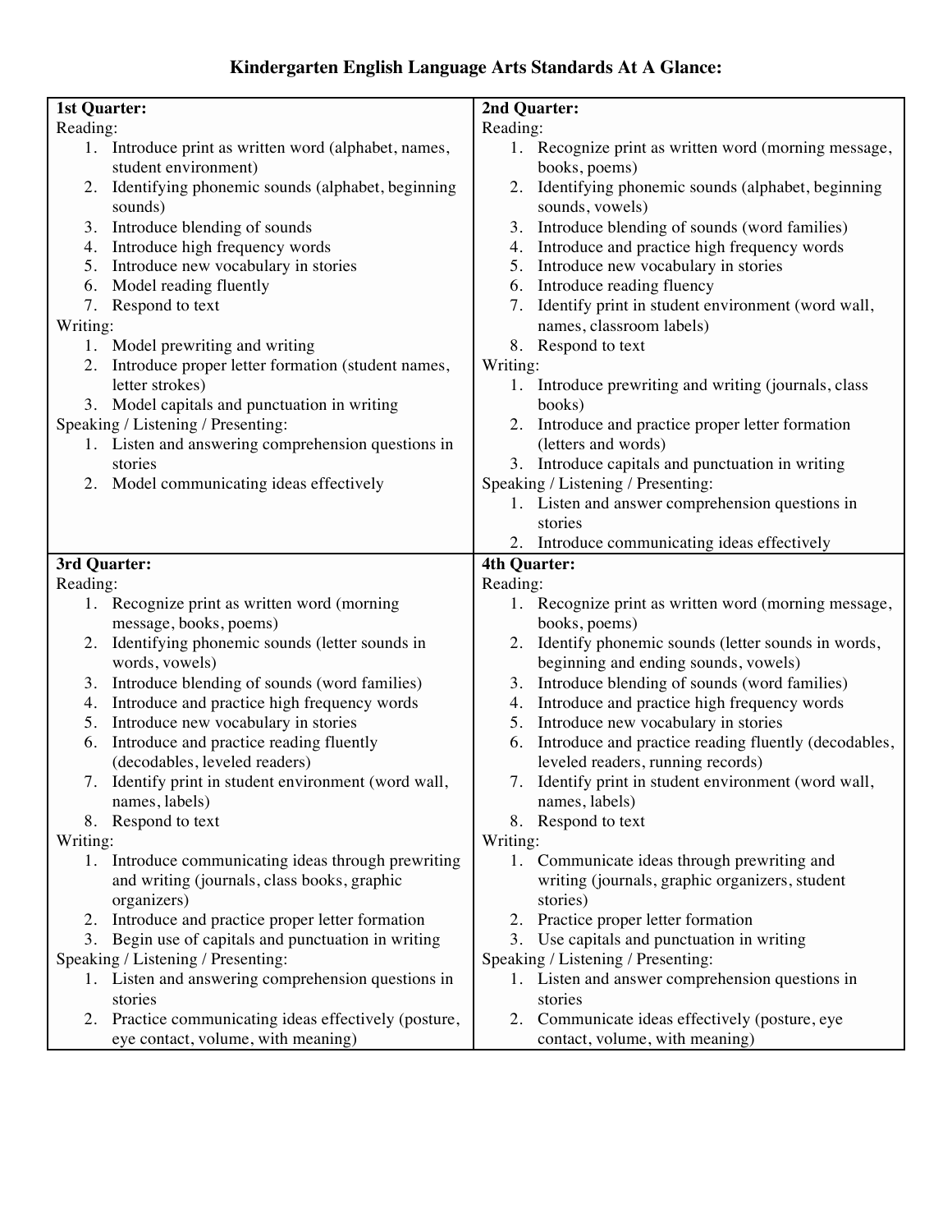# Kindergarten English Language Arts Standards At A Glance:

**1st Quarter:**

Reading:

1. Introduce print as written word (alphabet, names, student environment)
2. Identifying phonemic sounds (alphabet, beginning sounds)
3. Introduce blending of sounds
4. Introduce high frequency words
5. Introduce new vocabulary in stories
6. Model reading fluently
7. Respond to text

Writing:

1. Model prewriting and writing
2. Introduce proper letter formation (student names, letter strokes)
3. Model capitals and punctuation in writing

Speaking / Listening / Presenting:

1. Listen and answering comprehension questions in stories
2. Model communicating ideas effectively

**2nd Quarter:**

Reading:

1. Recognize print as written word (morning message, books, poems)
2. Identifying phonemic sounds (alphabet, beginning sounds, vowels)
3. Introduce blending of sounds (word families)
4. Introduce and practice high frequency words
5. Introduce new vocabulary in stories
6. Introduce reading fluency
7. Identify print in student environment (word wall, names, classroom labels)
8. Respond to text

Writing:

1. Introduce prewriting and writing (journals, class books)
2. Introduce and practice proper letter formation (letters and words)
3. Introduce capitals and punctuation in writing

Speaking / Listening / Presenting:

1. Listen and answer comprehension questions in stories
2. Introduce communicating ideas effectively

**3rd Quarter:**

Reading:

1. Recognize print as written word (morning message, books, poems)
2. Identifying phonemic sounds (letter sounds in words, vowels)
3. Introduce blending of sounds (word families)
4. Introduce and practice high frequency words
5. Introduce new vocabulary in stories
6. Introduce and practice reading fluently (decodables, leveled readers)
7. Identify print in student environment (word wall, names, labels)
8. Respond to text

Writing:

1. Introduce communicating ideas through prewriting and writing (journals, class books, graphic organizers)
2. Introduce and practice proper letter formation
3. Begin use of capitals and punctuation in writing

Speaking / Listening / Presenting:

1. Listen and answering comprehension questions in stories
2. Practice communicating ideas effectively (posture, eye contact, volume, with meaning)

**4th Quarter:**

Reading:

1. Recognize print as written word (morning message, books, poems)
2. Identify phonemic sounds (letter sounds in words, beginning and ending sounds, vowels)
3. Introduce blending of sounds (word families)
4. Introduce and practice high frequency words
5. Introduce new vocabulary in stories
6. Introduce and practice reading fluently (decodables, leveled readers, running records)
7. Identify print in student environment (word wall, names, labels)
8. Respond to text

Writing:

1. Communicate ideas through prewriting and writing (journals, graphic organizers, student stories)
2. Practice proper letter formation
3. Use capitals and punctuation in writing

Speaking / Listening / Presenting:

1. Listen and answer comprehension questions in stories
2. Communicate ideas effectively (posture, eye contact, volume, with meaning)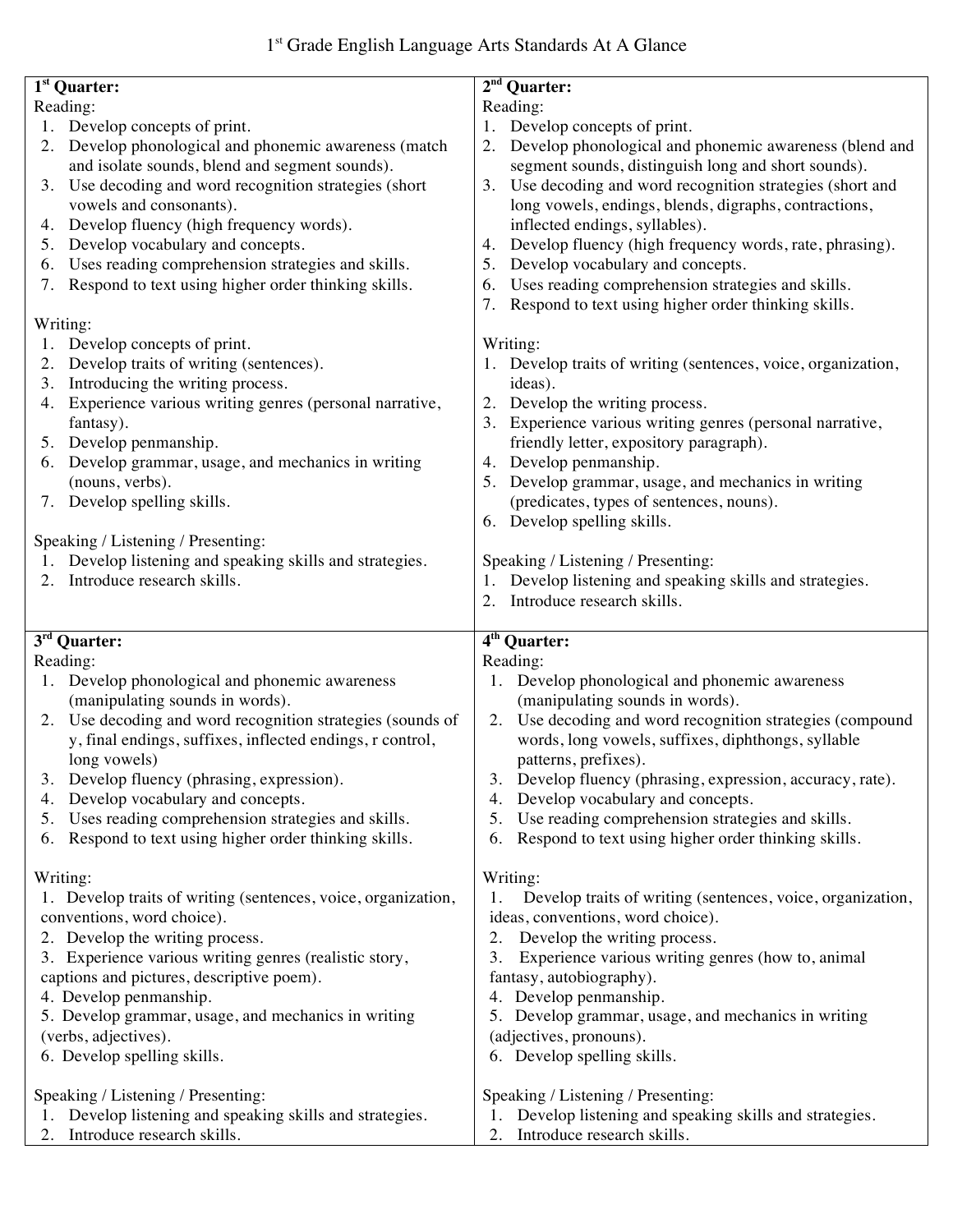# 1st Grade English Language Arts Standards At A Glance

## 1st Quarter:

Reading:

1. Develop concepts of print.
2. Develop phonological and phonemic awareness (match and isolate sounds, blend and segment sounds).
3. Use decoding and word recognition strategies (short vowels and consonants).
4. Develop fluency (high frequency words).
5. Develop vocabulary and concepts.
6. Uses reading comprehension strategies and skills.
7. Respond to text using higher order thinking skills.

Writing:

1. Develop concepts of print.
2. Develop traits of writing (sentences).
3. Introducing the writing process.
4. Experience various writing genres (personal narrative, fantasy).
5. Develop penmanship.
6. Develop grammar, usage, and mechanics in writing (nouns, verbs).
7. Develop spelling skills.

Speaking / Listening / Presenting:

1. Develop listening and speaking skills and strategies.
2. Introduce research skills.

## 2nd Quarter:

Reading:

1. Develop concepts of print.
2. Develop phonological and phonemic awareness (blend and segment sounds, distinguish long and short sounds).
3. Use decoding and word recognition strategies (short and long vowels, endings, blends, digraphs, contractions, inflected endings, syllables).
4. Develop fluency (high frequency words, rate, phrasing).
5. Develop vocabulary and concepts.
6. Uses reading comprehension strategies and skills.
7. Respond to text using higher order thinking skills.

Writing:

1. Develop traits of writing (sentences, voice, organization, ideas).
2. Develop the writing process.
3. Experience various writing genres (personal narrative, friendly letter, expository paragraph).
4. Develop penmanship.
5. Develop grammar, usage, and mechanics in writing (predicates, types of sentences, nouns).
6. Develop spelling skills.

Speaking / Listening / Presenting:

1. Develop listening and speaking skills and strategies.
2. Introduce research skills.

## 3rd Quarter:

Reading:

1. Develop phonological and phonemic awareness (manipulating sounds in words).
2. Use decoding and word recognition strategies (sounds of y, final endings, suffixes, inflected endings, r control, long vowels)
3. Develop fluency (phrasing, expression).
4. Develop vocabulary and concepts.
5. Uses reading comprehension strategies and skills.
6. Respond to text using higher order thinking skills.

Writing:

1. Develop traits of writing (sentences, voice, organization, conventions, word choice).
2. Develop the writing process.
3. Experience various writing genres (realistic story, captions and pictures, descriptive poem).
4. Develop penmanship.
5. Develop grammar, usage, and mechanics in writing (verbs, adjectives).
6. Develop spelling skills.

Speaking / Listening / Presenting:

1. Develop listening and speaking skills and strategies.
2. Introduce research skills.

## 4th Quarter:

Reading:

1. Develop phonological and phonemic awareness (manipulating sounds in words).
2. Use decoding and word recognition strategies (compound words, long vowels, suffixes, diphthongs, syllable patterns, prefixes).
3. Develop fluency (phrasing, expression, accuracy, rate).
4. Develop vocabulary and concepts.
5. Use reading comprehension strategies and skills.
6. Respond to text using higher order thinking skills.

Writing:

1. Develop traits of writing (sentences, voice, organization, ideas, conventions, word choice).
2. Develop the writing process.
3. Experience various writing genres (how to, animal fantasy, autobiography).
4. Develop penmanship.
5. Develop grammar, usage, and mechanics in writing (adjectives, pronouns).
6. Develop spelling skills.

Speaking / Listening / Presenting:

1. Develop listening and speaking skills and strategies.
2. Introduce research skills.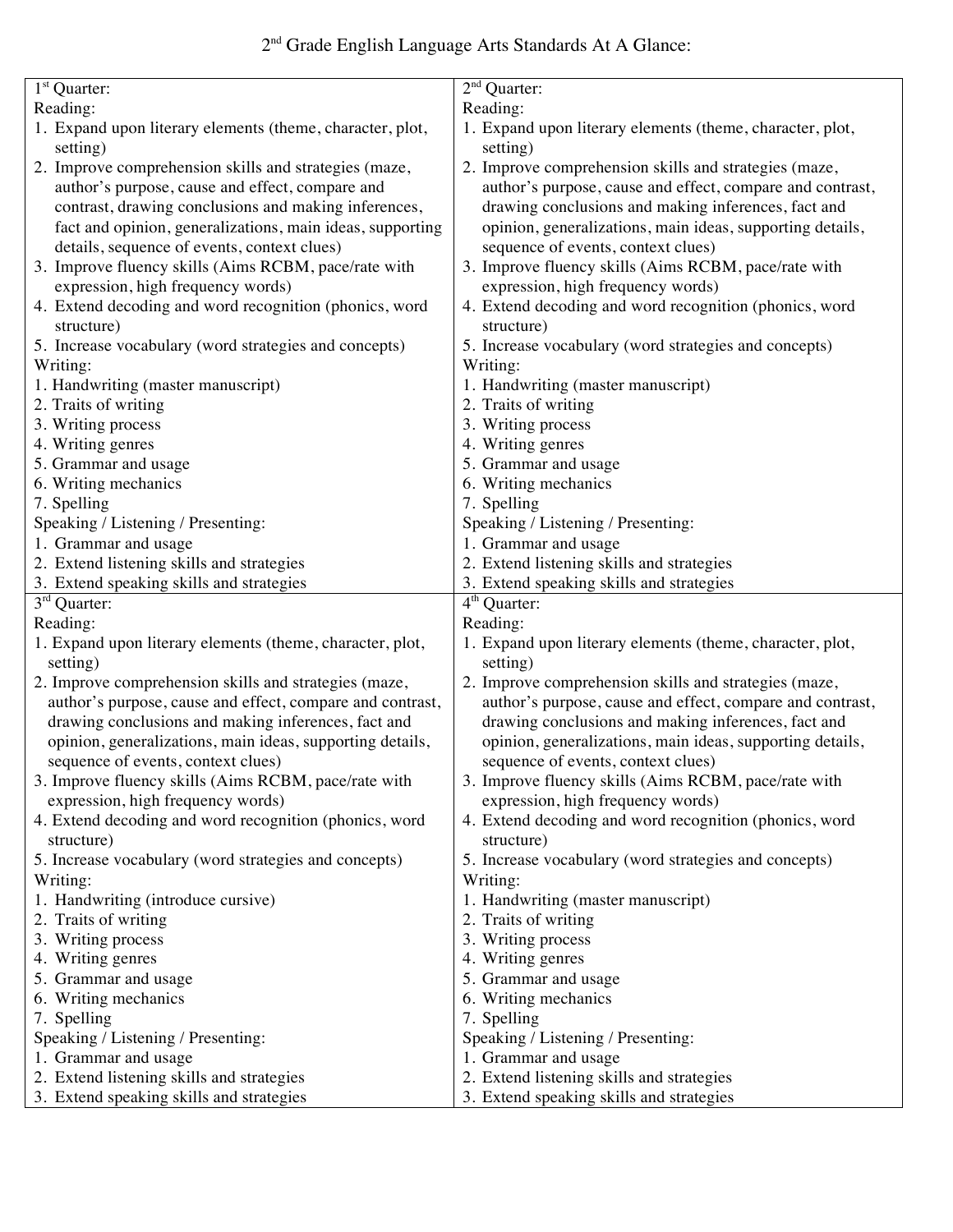# 2nd Grade English Language Arts Standards At A Glance:

## 1st Quarter:

Reading:

1. Expand upon literary elements (theme, character, plot, setting)
2. Improve comprehension skills and strategies (maze, author's purpose, cause and effect, compare and contrast, drawing conclusions and making inferences, fact and opinion, generalizations, main ideas, supporting details, sequence of events, context clues)
3. Improve fluency skills (Aims RCBM, pace/rate with expression, high frequency words)
4. Extend decoding and word recognition (phonics, word structure)
5. Increase vocabulary (word strategies and concepts)

Writing:

1. Handwriting (master manuscript)
2. Traits of writing
3. Writing process
4. Writing genres
5. Grammar and usage
6. Writing mechanics
7. Spelling

Speaking / Listening / Presenting:

1. Grammar and usage
2. Extend listening skills and strategies
3. Extend speaking skills and strategies

## 2nd Quarter:

Reading:

1. Expand upon literary elements (theme, character, plot, setting)
2. Improve comprehension skills and strategies (maze, author's purpose, cause and effect, compare and contrast, drawing conclusions and making inferences, fact and opinion, generalizations, main ideas, supporting details, sequence of events, context clues)
3. Improve fluency skills (Aims RCBM, pace/rate with expression, high frequency words)
4. Extend decoding and word recognition (phonics, word structure)
5. Increase vocabulary (word strategies and concepts)

Writing:

1. Handwriting (master manuscript)
2. Traits of writing
3. Writing process
4. Writing genres
5. Grammar and usage
6. Writing mechanics
7. Spelling

Speaking / Listening / Presenting:

1. Grammar and usage
2. Extend listening skills and strategies
3. Extend speaking skills and strategies

## 3rd Quarter:

Reading:

1. Expand upon literary elements (theme, character, plot, setting)
2. Improve comprehension skills and strategies (maze, author's purpose, cause and effect, compare and contrast, drawing conclusions and making inferences, fact and opinion, generalizations, main ideas, supporting details, sequence of events, context clues)
3. Improve fluency skills (Aims RCBM, pace/rate with expression, high frequency words)
4. Extend decoding and word recognition (phonics, word structure)
5. Increase vocabulary (word strategies and concepts)

Writing:

1. Handwriting (introduce cursive)
2. Traits of writing
3. Writing process
4. Writing genres
5. Grammar and usage
6. Writing mechanics
7. Spelling

Speaking / Listening / Presenting:

1. Grammar and usage
2. Extend listening skills and strategies
3. Extend speaking skills and strategies

## 4th Quarter:

Reading:

1. Expand upon literary elements (theme, character, plot, setting)
2. Improve comprehension skills and strategies (maze, author's purpose, cause and effect, compare and contrast, drawing conclusions and making inferences, fact and opinion, generalizations, main ideas, supporting details, sequence of events, context clues)
3. Improve fluency skills (Aims RCBM, pace/rate with expression, high frequency words)
4. Extend decoding and word recognition (phonics, word structure)
5. Increase vocabulary (word strategies and concepts)

Writing:

1. Handwriting (master manuscript)
2. Traits of writing
3. Writing process
4. Writing genres
5. Grammar and usage
6. Writing mechanics
7. Spelling

Speaking / Listening / Presenting:

1. Grammar and usage
2. Extend listening skills and strategies
3. Extend speaking skills and strategies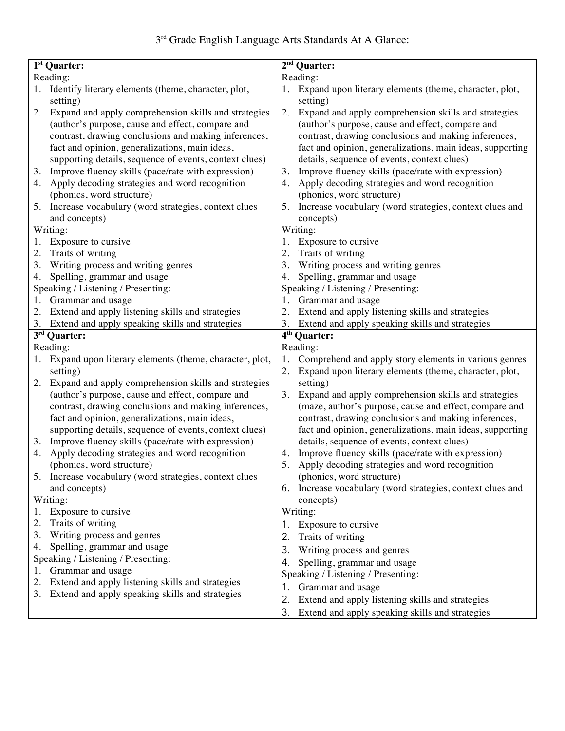# 3rd Grade English Language Arts Standards At A Glance:

## 1st Quarter:

Reading:

1. Identify literary elements (theme, character, plot, setting)
2. Expand and apply comprehension skills and strategies (author's purpose, cause and effect, compare and contrast, drawing conclusions and making inferences, fact and opinion, generalizations, main ideas, supporting details, sequence of events, context clues)
3. Improve fluency skills (pace/rate with expression)
4. Apply decoding strategies and word recognition (phonics, word structure)
5. Increase vocabulary (word strategies, context clues and concepts)

Writing:

1. Exposure to cursive
2. Traits of writing
3. Writing process and writing genres
4. Spelling, grammar and usage

Speaking / Listening / Presenting:

1. Grammar and usage
2. Extend and apply listening skills and strategies
3. Extend and apply speaking skills and strategies

## 2nd Quarter:

Reading:

1. Expand upon literary elements (theme, character, plot, setting)
2. Expand and apply comprehension skills and strategies (author's purpose, cause and effect, compare and contrast, drawing conclusions and making inferences, fact and opinion, generalizations, main ideas, supporting details, sequence of events, context clues)
3. Improve fluency skills (pace/rate with expression)
4. Apply decoding strategies and word recognition (phonics, word structure)
5. Increase vocabulary (word strategies, context clues and concepts)

Writing:

1. Exposure to cursive
2. Traits of writing
3. Writing process and writing genres
4. Spelling, grammar and usage

Speaking / Listening / Presenting:

1. Grammar and usage
2. Extend and apply listening skills and strategies
3. Extend and apply speaking skills and strategies

## 3rd Quarter:

Reading:

1. Expand upon literary elements (theme, character, plot, setting)
2. Expand and apply comprehension skills and strategies (author's purpose, cause and effect, compare and contrast, drawing conclusions and making inferences, fact and opinion, generalizations, main ideas, supporting details, sequence of events, context clues)
3. Improve fluency skills (pace/rate with expression)
4. Apply decoding strategies and word recognition (phonics, word structure)
5. Increase vocabulary (word strategies, context clues and concepts)

Writing:

1. Exposure to cursive
2. Traits of writing
3. Writing process and genres
4. Spelling, grammar and usage

Speaking / Listening / Presenting:

1. Grammar and usage
2. Extend and apply listening skills and strategies
3. Extend and apply speaking skills and strategies

## 4th Quarter:

Reading:

1. Comprehend and apply story elements in various genres
2. Expand upon literary elements (theme, character, plot, setting)
3. Expand and apply comprehension skills and strategies (maze, author's purpose, cause and effect, compare and contrast, drawing conclusions and making inferences, fact and opinion, generalizations, main ideas, supporting details, sequence of events, context clues)
4. Improve fluency skills (pace/rate with expression)
5. Apply decoding strategies and word recognition (phonics, word structure)
6. Increase vocabulary (word strategies, context clues and concepts)

Writing:

1. Exposure to cursive
2. Traits of writing
3. Writing process and genres
4. Spelling, grammar and usage

Speaking / Listening / Presenting:

1. Grammar and usage
2. Extend and apply listening skills and strategies
3. Extend and apply speaking skills and strategies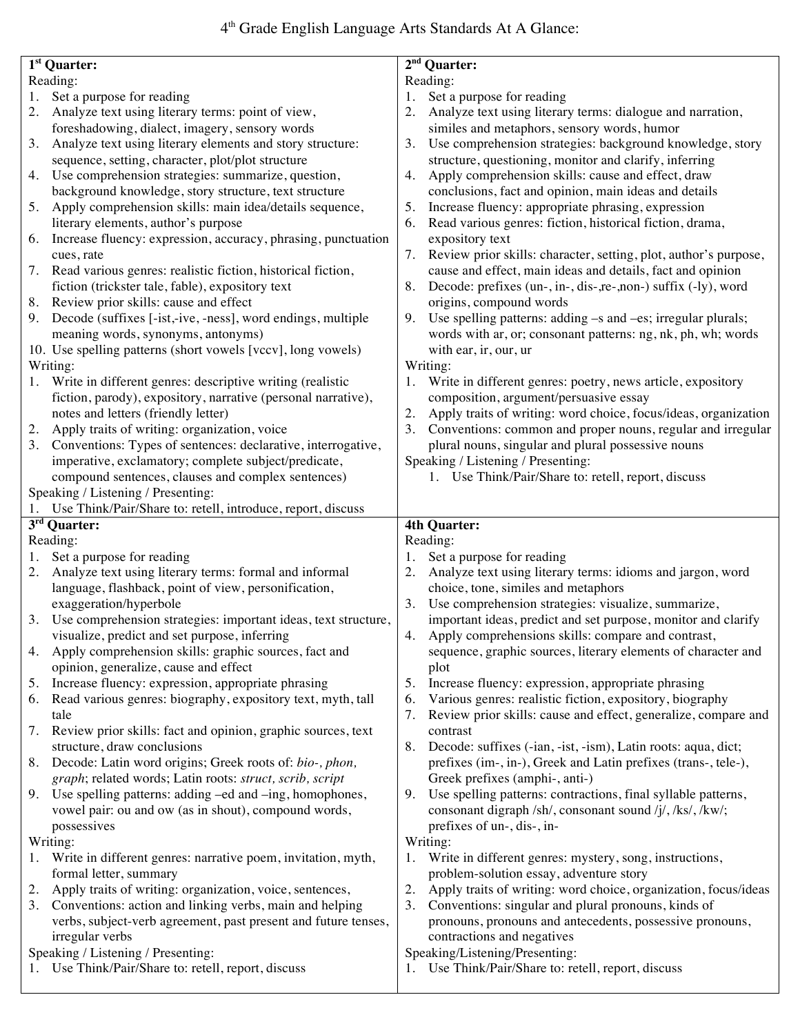# 4[th] Grade English Language Arts Standards At A Glance:

## 1[st] Quarter:

Reading:

1. Set a purpose for reading
2. Analyze text using literary terms: point of view, foreshadowing, dialect, imagery, sensory words
3. Analyze text using literary elements and story structure: sequence, setting, character, plot/plot structure
4. Use comprehension strategies: summarize, question, background knowledge, story structure, text structure
5. Apply comprehension skills: main idea/details sequence, literary elements, author's purpose
6. Increase fluency: expression, accuracy, phrasing, punctuation cues, rate
7. Read various genres: realistic fiction, historical fiction, fiction (trickster tale, fable), expository text
8. Review prior skills: cause and effect
9. Decode (suffixes [-ist,-ive, -ness], word endings, multiple meaning words, synonyms, antonyms)
10. Use spelling patterns (short vowels [vccv], long vowels)

Writing:

1. Write in different genres: descriptive writing (realistic fiction, parody), expository, narrative (personal narrative), notes and letters (friendly letter)
2. Apply traits of writing: organization, voice
3. Conventions: Types of sentences: declarative, interrogative, imperative, exclamatory; complete subject/predicate, compound sentences, clauses and complex sentences)

Speaking / Listening / Presenting:

1. Use Think/Pair/Share to: retell, introduce, report, discuss

## 2[nd] Quarter:

Reading:

1. Set a purpose for reading
2. Analyze text using literary terms: dialogue and narration, similes and metaphors, sensory words, humor
3. Use comprehension strategies: background knowledge, story structure, questioning, monitor and clarify, inferring
4. Apply comprehension skills: cause and effect, draw conclusions, fact and opinion, main ideas and details
5. Increase fluency: appropriate phrasing, expression
6. Read various genres: fiction, historical fiction, drama, expository text
7. Review prior skills: character, setting, plot, author's purpose, cause and effect, main ideas and details, fact and opinion
8. Decode: prefixes (un-, in-, dis-,re-,non-) suffix (-ly), word origins, compound words
9. Use spelling patterns: adding –s and –es; irregular plurals; words with ar, or; consonant patterns: ng, nk, ph, wh; words with ear, ir, our, ur

Writing:

1. Write in different genres: poetry, news article, expository composition, argument/persuasive essay
2. Apply traits of writing: word choice, focus/ideas, organization
3. Conventions: common and proper nouns, regular and irregular plural nouns, singular and plural possessive nouns

Speaking / Listening / Presenting:

1. Use Think/Pair/Share to: retell, report, discuss

## 3[rd] Quarter:

Reading:

1. Set a purpose for reading
2. Analyze text using literary terms: formal and informal language, flashback, point of view, personification, exaggeration/hyperbole
3. Use comprehension strategies: important ideas, text structure, visualize, predict and set purpose, inferring
4. Apply comprehension skills: graphic sources, fact and opinion, generalize, cause and effect
5. Increase fluency: expression, appropriate phrasing
6. Read various genres: biography, expository text, myth, tall tale
7. Review prior skills: fact and opinion, graphic sources, text structure, draw conclusions
8. Decode: Latin word origins; Greek roots of: *bio-, phon, graph*; related words; Latin roots: *struct, scrib, script*
9. Use spelling patterns: adding –ed and –ing, homophones, vowel pair: ou and ow (as in shout), compound words, possessives

Writing:

1. Write in different genres: narrative poem, invitation, myth, formal letter, summary
2. Apply traits of writing: organization, voice, sentences,
3. Conventions: action and linking verbs, main and helping verbs, subject-verb agreement, past present and future tenses, irregular verbs

Speaking / Listening / Presenting:

1. Use Think/Pair/Share to: retell, report, discuss

## 4th Quarter:

Reading:

1. Set a purpose for reading
2. Analyze text using literary terms: idioms and jargon, word choice, tone, similes and metaphors
3. Use comprehension strategies: visualize, summarize, important ideas, predict and set purpose, monitor and clarify
4. Apply comprehensions skills: compare and contrast, sequence, graphic sources, literary elements of character and plot
5. Increase fluency: expression, appropriate phrasing
6. Various genres: realistic fiction, expository, biography
7. Review prior skills: cause and effect, generalize, compare and contrast
8. Decode: suffixes (-ian, -ist, -ism), Latin roots: aqua, dict; prefixes (im-, in-), Greek and Latin prefixes (trans-, tele-), Greek prefixes (amphi-, anti-)
9. Use spelling patterns: contractions, final syllable patterns, consonant digraph /sh/, consonant sound /j/, /ks/, /kw/; prefixes of un-, dis-, in-

Writing:

1. Write in different genres: mystery, song, instructions, problem-solution essay, adventure story
2. Apply traits of writing: word choice, organization, focus/ideas
3. Conventions: singular and plural pronouns, kinds of pronouns, pronouns and antecedents, possessive pronouns, contractions and negatives

Speaking/Listening/Presenting:

1. Use Think/Pair/Share to: retell, report, discuss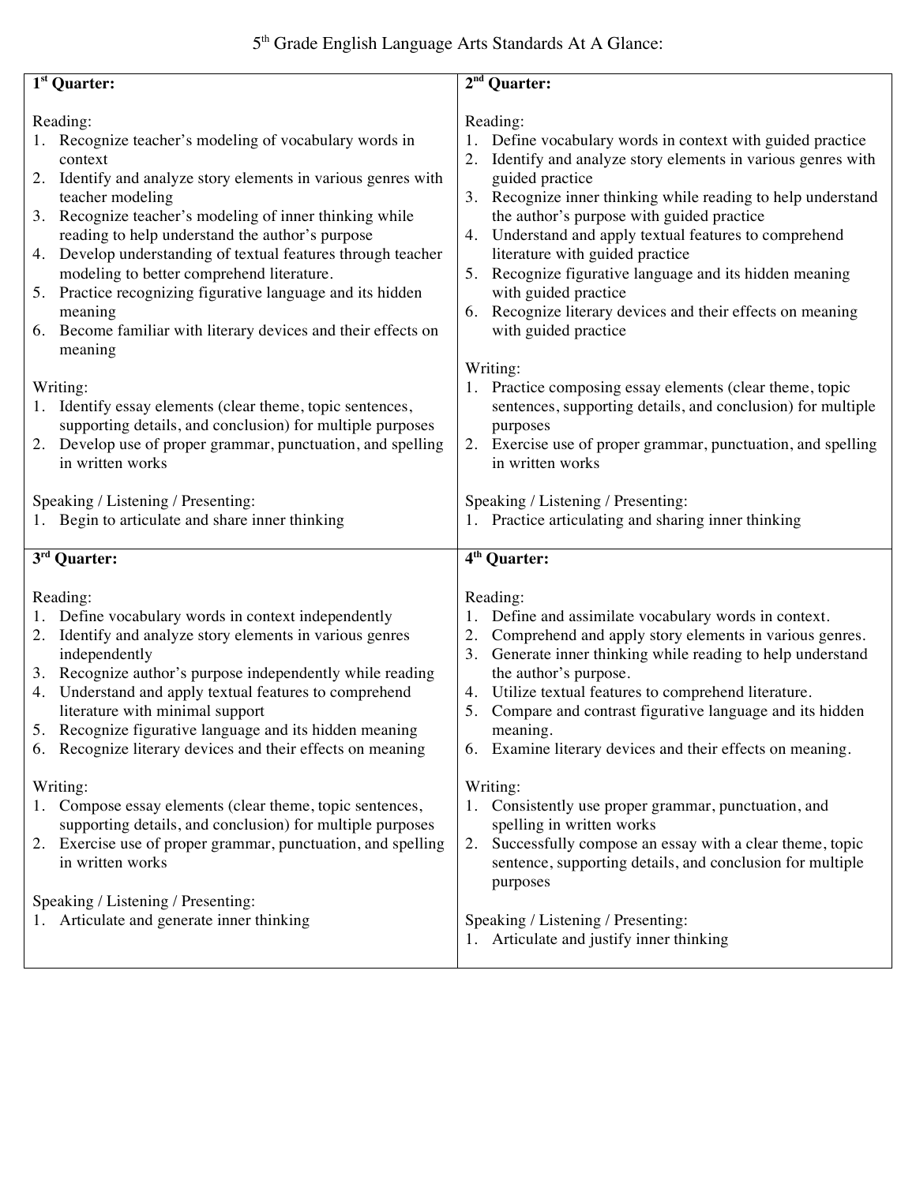# 5th Grade English Language Arts Standards At A Glance:

## 1st Quarter:

Reading:
1. Recognize teacher's modeling of vocabulary words in context
2. Identify and analyze story elements in various genres with teacher modeling
3. Recognize teacher's modeling of inner thinking while reading to help understand the author's purpose
4. Develop understanding of textual features through teacher modeling to better comprehend literature.
5. Practice recognizing figurative language and its hidden meaning
6. Become familiar with literary devices and their effects on meaning

Writing:
1. Identify essay elements (clear theme, topic sentences, supporting details, and conclusion) for multiple purposes
2. Develop use of proper grammar, punctuation, and spelling in written works

Speaking / Listening / Presenting:
1. Begin to articulate and share inner thinking

## 2nd Quarter:

Reading:
1. Define vocabulary words in context with guided practice
2. Identify and analyze story elements in various genres with guided practice
3. Recognize inner thinking while reading to help understand the author's purpose with guided practice
4. Understand and apply textual features to comprehend literature with guided practice
5. Recognize figurative language and its hidden meaning with guided practice
6. Recognize literary devices and their effects on meaning with guided practice

Writing:
1. Practice composing essay elements (clear theme, topic sentences, supporting details, and conclusion) for multiple purposes
2. Exercise use of proper grammar, punctuation, and spelling in written works

Speaking / Listening / Presenting:
1. Practice articulating and sharing inner thinking

## 3rd Quarter:

Reading:
1. Define vocabulary words in context independently
2. Identify and analyze story elements in various genres independently
3. Recognize author's purpose independently while reading
4. Understand and apply textual features to comprehend literature with minimal support
5. Recognize figurative language and its hidden meaning
6. Recognize literary devices and their effects on meaning

Writing:
1. Compose essay elements (clear theme, topic sentences, supporting details, and conclusion) for multiple purposes
2. Exercise use of proper grammar, punctuation, and spelling in written works

Speaking / Listening / Presenting:
1. Articulate and generate inner thinking

## 4th Quarter:

Reading:
1. Define and assimilate vocabulary words in context.
2. Comprehend and apply story elements in various genres.
3. Generate inner thinking while reading to help understand the author's purpose.
4. Utilize textual features to comprehend literature.
5. Compare and contrast figurative language and its hidden meaning.
6. Examine literary devices and their effects on meaning.

Writing:
1. Consistently use proper grammar, punctuation, and spelling in written works
2. Successfully compose an essay with a clear theme, topic sentence, supporting details, and conclusion for multiple purposes

Speaking / Listening / Presenting:
1. Articulate and justify inner thinking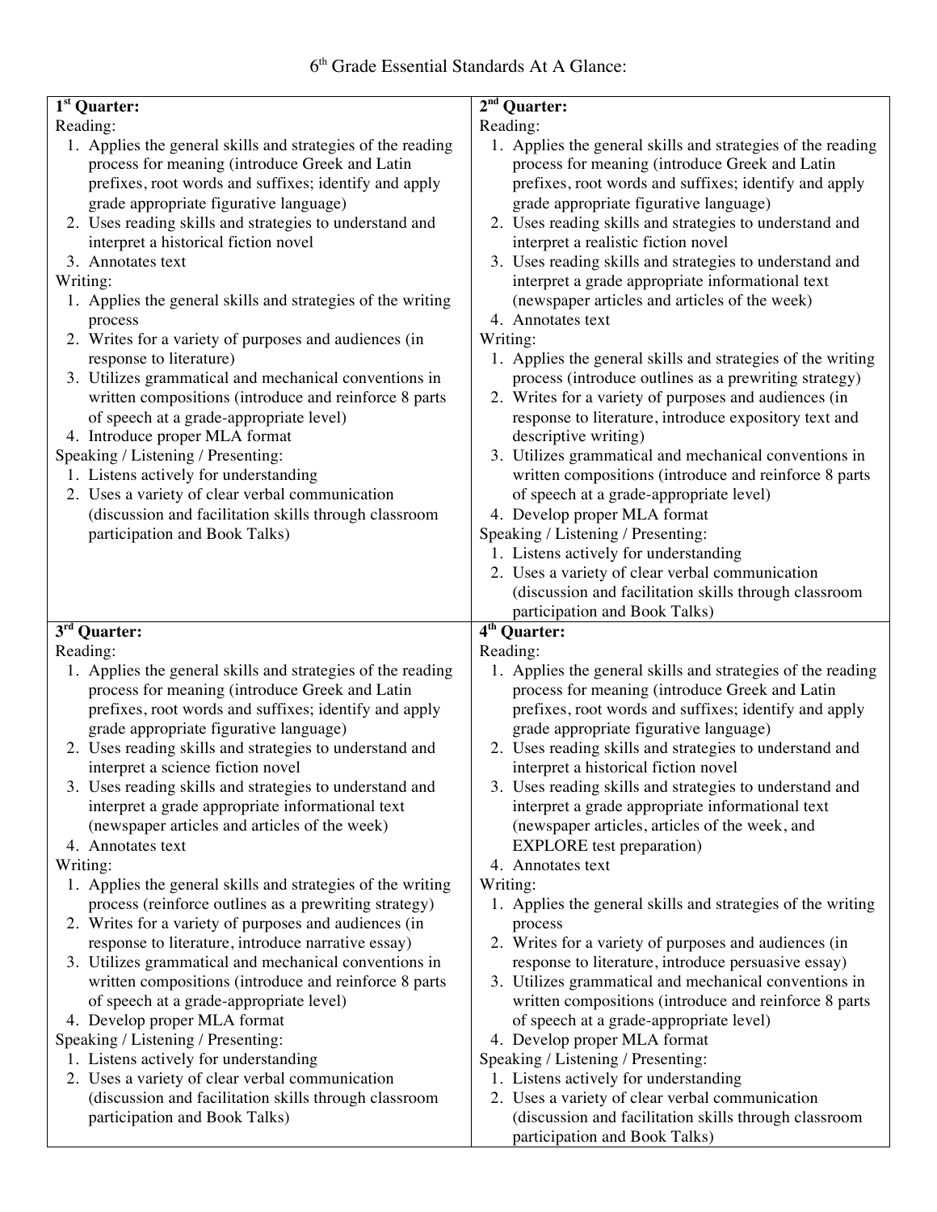# 6th Grade Essential Standards At A Glance:

## 1st Quarter:

Reading:

1. Applies the general skills and strategies of the reading process for meaning (introduce Greek and Latin prefixes, root words and suffixes; identify and apply grade appropriate figurative language)
2. Uses reading skills and strategies to understand and interpret a historical fiction novel
3. Annotates text

Writing:

1. Applies the general skills and strategies of the writing process
2. Writes for a variety of purposes and audiences (in response to literature)
3. Utilizes grammatical and mechanical conventions in written compositions (introduce and reinforce 8 parts of speech at a grade-appropriate level)
4. Introduce proper MLA format

Speaking / Listening / Presenting:

1. Listens actively for understanding
2. Uses a variety of clear verbal communication (discussion and facilitation skills through classroom participation and Book Talks)

## 2nd Quarter:

Reading:

1. Applies the general skills and strategies of the reading process for meaning (introduce Greek and Latin prefixes, root words and suffixes; identify and apply grade appropriate figurative language)
2. Uses reading skills and strategies to understand and interpret a realistic fiction novel
3. Uses reading skills and strategies to understand and interpret a grade appropriate informational text (newspaper articles and articles of the week)
4. Annotates text

Writing:

1. Applies the general skills and strategies of the writing process (introduce outlines as a prewriting strategy)
2. Writes for a variety of purposes and audiences (in response to literature, introduce expository text and descriptive writing)
3. Utilizes grammatical and mechanical conventions in written compositions (introduce and reinforce 8 parts of speech at a grade-appropriate level)
4. Develop proper MLA format

Speaking / Listening / Presenting:

1. Listens actively for understanding
2. Uses a variety of clear verbal communication (discussion and facilitation skills through classroom participation and Book Talks)

## 3rd Quarter:

Reading:

1. Applies the general skills and strategies of the reading process for meaning (introduce Greek and Latin prefixes, root words and suffixes; identify and apply grade appropriate figurative language)
2. Uses reading skills and strategies to understand and interpret a science fiction novel
3. Uses reading skills and strategies to understand and interpret a grade appropriate informational text (newspaper articles and articles of the week)
4. Annotates text

Writing:

1. Applies the general skills and strategies of the writing process (reinforce outlines as a prewriting strategy)
2. Writes for a variety of purposes and audiences (in response to literature, introduce narrative essay)
3. Utilizes grammatical and mechanical conventions in written compositions (introduce and reinforce 8 parts of speech at a grade-appropriate level)
4. Develop proper MLA format

Speaking / Listening / Presenting:

1. Listens actively for understanding
2. Uses a variety of clear verbal communication (discussion and facilitation skills through classroom participation and Book Talks)

## 4th Quarter:

Reading:

1. Applies the general skills and strategies of the reading process for meaning (introduce Greek and Latin prefixes, root words and suffixes; identify and apply grade appropriate figurative language)
2. Uses reading skills and strategies to understand and interpret a historical fiction novel
3. Uses reading skills and strategies to understand and interpret a grade appropriate informational text (newspaper articles, articles of the week, and EXPLORE test preparation)
4. Annotates text

Writing:

1. Applies the general skills and strategies of the writing process
2. Writes for a variety of purposes and audiences (in response to literature, introduce persuasive essay)
3. Utilizes grammatical and mechanical conventions in written compositions (introduce and reinforce 8 parts of speech at a grade-appropriate level)
4. Develop proper MLA format

Speaking / Listening / Presenting:

1. Listens actively for understanding
2. Uses a variety of clear verbal communication (discussion and facilitation skills through classroom participation and Book Talks)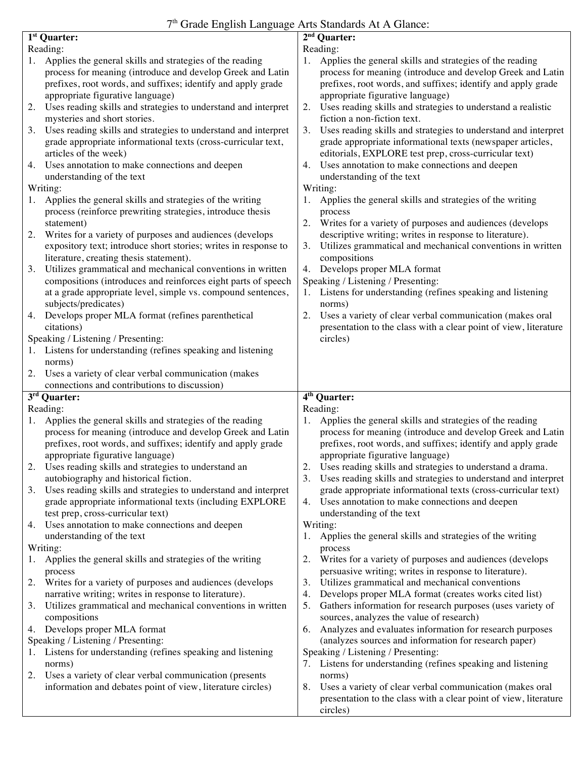# 7[th] Grade English Language Arts Standards At A Glance:

## 1[st] Quarter:

Reading:

1. Applies the general skills and strategies of the reading process for meaning (introduce and develop Greek and Latin prefixes, root words, and suffixes; identify and apply grade appropriate figurative language)
2. Uses reading skills and strategies to understand and interpret mysteries and short stories.
3. Uses reading skills and strategies to understand and interpret grade appropriate informational texts (cross-curricular text, articles of the week)
4. Uses annotation to make connections and deepen understanding of the text

Writing:

1. Applies the general skills and strategies of the writing process (reinforce prewriting strategies, introduce thesis statement)
2. Writes for a variety of purposes and audiences (develops expository text; introduce short stories; writes in response to literature, creating thesis statement).
3. Utilizes grammatical and mechanical conventions in written compositions (introduces and reinforces eight parts of speech at a grade appropriate level, simple vs. compound sentences, subjects/predicates)
4. Develops proper MLA format (refines parenthetical citations)

Speaking / Listening / Presenting:

1. Listens for understanding (refines speaking and listening norms)
2. Uses a variety of clear verbal communication (makes connections and contributions to discussion)

## 2[nd] Quarter:

Reading:

1. Applies the general skills and strategies of the reading process for meaning (introduce and develop Greek and Latin prefixes, root words, and suffixes; identify and apply grade appropriate figurative language)
2. Uses reading skills and strategies to understand a realistic fiction a non-fiction text.
3. Uses reading skills and strategies to understand and interpret grade appropriate informational texts (newspaper articles, editorials, EXPLORE test prep, cross-curricular text)
4. Uses annotation to make connections and deepen understanding of the text

Writing:

1. Applies the general skills and strategies of the writing process
2. Writes for a variety of purposes and audiences (develops descriptive writing; writes in response to literature).
3. Utilizes grammatical and mechanical conventions in written compositions
4. Develops proper MLA format

Speaking / Listening / Presenting:

1. Listens for understanding (refines speaking and listening norms)
2. Uses a variety of clear verbal communication (makes oral presentation to the class with a clear point of view, literature circles)

## 3[rd] Quarter:

Reading:

1. Applies the general skills and strategies of the reading process for meaning (introduce and develop Greek and Latin prefixes, root words, and suffixes; identify and apply grade appropriate figurative language)
2. Uses reading skills and strategies to understand an autobiography and historical fiction.
3. Uses reading skills and strategies to understand and interpret grade appropriate informational texts (including EXPLORE test prep, cross-curricular text)
4. Uses annotation to make connections and deepen understanding of the text

Writing:

1. Applies the general skills and strategies of the writing process
2. Writes for a variety of purposes and audiences (develops narrative writing; writes in response to literature).
3. Utilizes grammatical and mechanical conventions in written compositions
4. Develops proper MLA format

Speaking / Listening / Presenting:

1. Listens for understanding (refines speaking and listening norms)
2. Uses a variety of clear verbal communication (presents information and debates point of view, literature circles)

## 4[th] Quarter:

Reading:

1. Applies the general skills and strategies of the reading process for meaning (introduce and develop Greek and Latin prefixes, root words, and suffixes; identify and apply grade appropriate figurative language)
2. Uses reading skills and strategies to understand a drama.
3. Uses reading skills and strategies to understand and interpret grade appropriate informational texts (cross-curricular text)
4. Uses annotation to make connections and deepen understanding of the text

Writing:

1. Applies the general skills and strategies of the writing process
2. Writes for a variety of purposes and audiences (develops persuasive writing; writes in response to literature).
3. Utilizes grammatical and mechanical conventions
4. Develops proper MLA format (creates works cited list)
5. Gathers information for research purposes (uses variety of sources, analyzes the value of research)
6. Analyzes and evaluates information for research purposes (analyzes sources and information for research paper)

Speaking / Listening / Presenting:

7. Listens for understanding (refines speaking and listening norms)
8. Uses a variety of clear verbal communication (makes oral presentation to the class with a clear point of view, literature circles)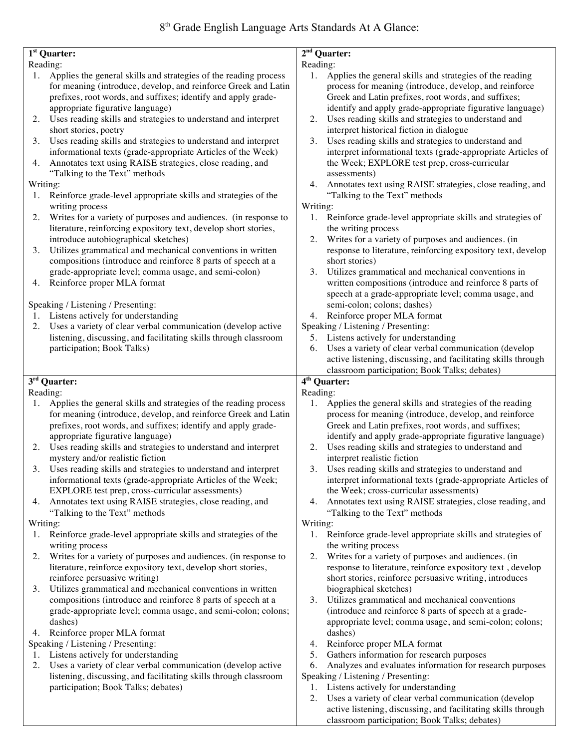# 8th Grade English Language Arts Standards At A Glance:

## 1st Quarter:

Reading:

1. Applies the general skills and strategies of the reading process for meaning (introduce, develop, and reinforce Greek and Latin prefixes, root words, and suffixes; identify and apply grade-appropriate figurative language)
2. Uses reading skills and strategies to understand and interpret short stories, poetry
3. Uses reading skills and strategies to understand and interpret informational texts (grade-appropriate Articles of the Week)
4. Annotates text using RAISE strategies, close reading, and "Talking to the Text" methods

Writing:

1. Reinforce grade-level appropriate skills and strategies of the writing process
2. Writes for a variety of purposes and audiences. (in response to literature, reinforcing expository text, develop short stories, introduce autobiographical sketches)
3. Utilizes grammatical and mechanical conventions in written compositions (introduce and reinforce 8 parts of speech at a grade-appropriate level; comma usage, and semi-colon)
4. Reinforce proper MLA format

Speaking / Listening / Presenting:

1. Listens actively for understanding
2. Uses a variety of clear verbal communication (develop active listening, discussing, and facilitating skills through classroom participation; Book Talks)

## 2nd Quarter:

Reading:

1. Applies the general skills and strategies of the reading process for meaning (introduce, develop, and reinforce Greek and Latin prefixes, root words, and suffixes; identify and apply grade-appropriate figurative language)
2. Uses reading skills and strategies to understand and interpret historical fiction in dialogue
3. Uses reading skills and strategies to understand and interpret informational texts (grade-appropriate Articles of the Week; EXPLORE test prep, cross-curricular assessments)
4. Annotates text using RAISE strategies, close reading, and "Talking to the Text" methods

Writing:

1. Reinforce grade-level appropriate skills and strategies of the writing process
2. Writes for a variety of purposes and audiences. (in response to literature, reinforcing expository text, develop short stories)
3. Utilizes grammatical and mechanical conventions in written compositions (introduce and reinforce 8 parts of speech at a grade-appropriate level; comma usage, and semi-colon; colons; dashes)
4. Reinforce proper MLA format

Speaking / Listening / Presenting:

5. Listens actively for understanding
6. Uses a variety of clear verbal communication (develop active listening, discussing, and facilitating skills through classroom participation; Book Talks; debates)

## 3rd Quarter:

Reading:

1. Applies the general skills and strategies of the reading process for meaning (introduce, develop, and reinforce Greek and Latin prefixes, root words, and suffixes; identify and apply grade-appropriate figurative language)
2. Uses reading skills and strategies to understand and interpret mystery and/or realistic fiction
3. Uses reading skills and strategies to understand and interpret informational texts (grade-appropriate Articles of the Week; EXPLORE test prep, cross-curricular assessments)
4. Annotates text using RAISE strategies, close reading, and "Talking to the Text" methods

Writing:

1. Reinforce grade-level appropriate skills and strategies of the writing process
2. Writes for a variety of purposes and audiences. (in response to literature, reinforce expository text, develop short stories, reinforce persuasive writing)
3. Utilizes grammatical and mechanical conventions in written compositions (introduce and reinforce 8 parts of speech at a grade-appropriate level; comma usage, and semi-colon; colons; dashes)
4. Reinforce proper MLA format

Speaking / Listening / Presenting:

1. Listens actively for understanding
2. Uses a variety of clear verbal communication (develop active listening, discussing, and facilitating skills through classroom participation; Book Talks; debates)

## 4th Quarter:

Reading:

1. Applies the general skills and strategies of the reading process for meaning (introduce, develop, and reinforce Greek and Latin prefixes, root words, and suffixes; identify and apply grade-appropriate figurative language)
2. Uses reading skills and strategies to understand and interpret realistic fiction
3. Uses reading skills and strategies to understand and interpret informational texts (grade-appropriate Articles of the Week; cross-curricular assessments)
4. Annotates text using RAISE strategies, close reading, and "Talking to the Text" methods

Writing:

1. Reinforce grade-level appropriate skills and strategies of the writing process
2. Writes for a variety of purposes and audiences. (in response to literature, reinforce expository text , develop short stories, reinforce persuasive writing, introduces biographical sketches)
3. Utilizes grammatical and mechanical conventions (introduce and reinforce 8 parts of speech at a grade-appropriate level; comma usage, and semi-colon; colons; dashes)
4. Reinforce proper MLA format
5. Gathers information for research purposes
6. Analyzes and evaluates information for research purposes

Speaking / Listening / Presenting:

1. Listens actively for understanding
2. Uses a variety of clear verbal communication (develop active listening, discussing, and facilitating skills through classroom participation; Book Talks; debates)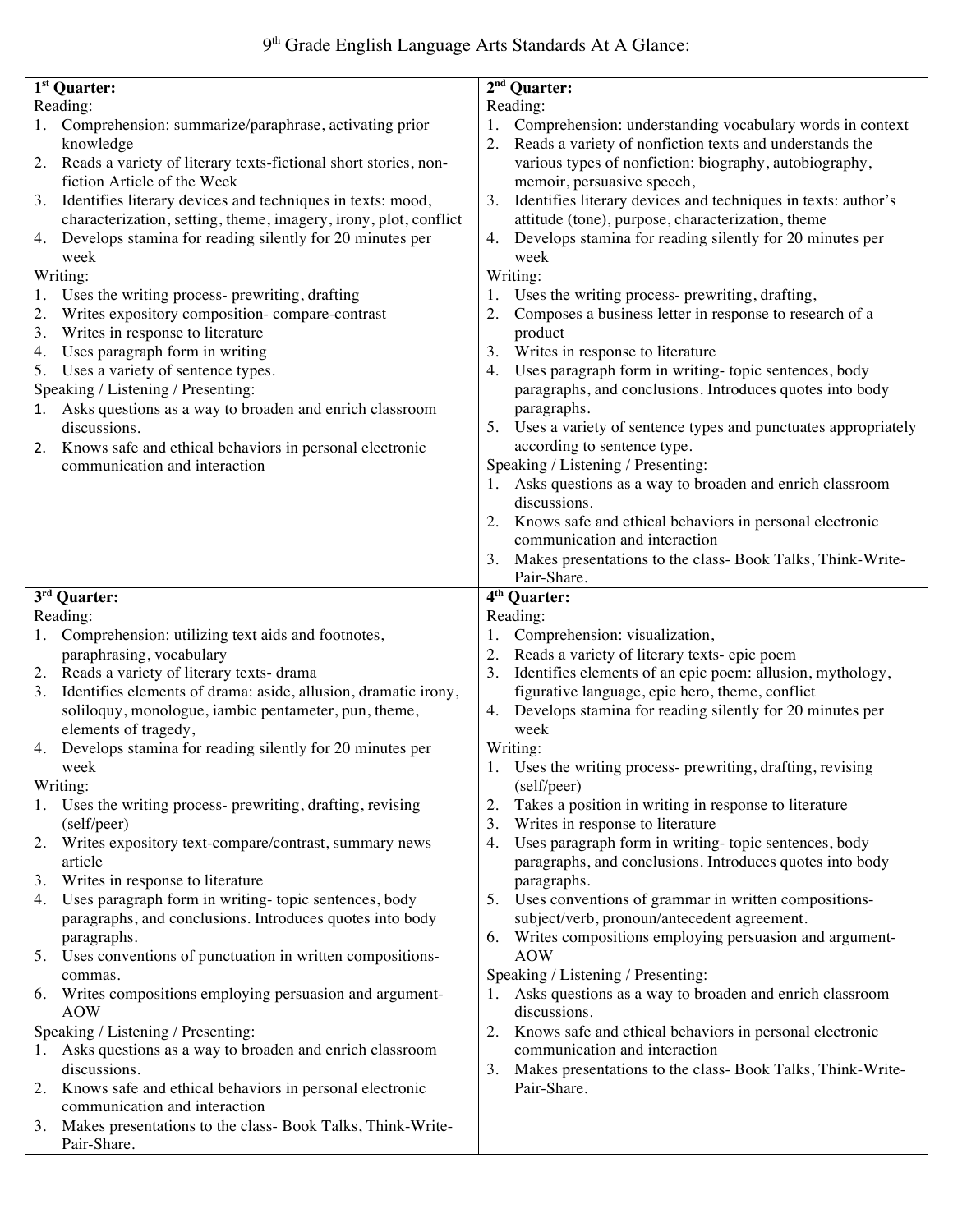# 9th Grade English Language Arts Standards At A Glance:

## 1st Quarter:

Reading:
1. Comprehension: summarize/paraphrase, activating prior knowledge
2. Reads a variety of literary texts-fictional short stories, non-fiction Article of the Week
3. Identifies literary devices and techniques in texts: mood, characterization, setting, theme, imagery, irony, plot, conflict
4. Develops stamina for reading silently for 20 minutes per week

Writing:
1. Uses the writing process- prewriting, drafting
2. Writes expository composition- compare-contrast
3. Writes in response to literature
4. Uses paragraph form in writing
5. Uses a variety of sentence types.

Speaking / Listening / Presenting:
1. Asks questions as a way to broaden and enrich classroom discussions.
2. Knows safe and ethical behaviors in personal electronic communication and interaction

## 2nd Quarter:

Reading:
1. Comprehension: understanding vocabulary words in context
2. Reads a variety of nonfiction texts and understands the various types of nonfiction: biography, autobiography, memoir, persuasive speech,
3. Identifies literary devices and techniques in texts: author's attitude (tone), purpose, characterization, theme
4. Develops stamina for reading silently for 20 minutes per week

Writing:
1. Uses the writing process- prewriting, drafting,
2. Composes a business letter in response to research of a product
3. Writes in response to literature
4. Uses paragraph form in writing- topic sentences, body paragraphs, and conclusions. Introduces quotes into body paragraphs.
5. Uses a variety of sentence types and punctuates appropriately according to sentence type.

Speaking / Listening / Presenting:
1. Asks questions as a way to broaden and enrich classroom discussions.
2. Knows safe and ethical behaviors in personal electronic communication and interaction
3. Makes presentations to the class- Book Talks, Think-Write-Pair-Share.

## 3rd Quarter:

Reading:
1. Comprehension: utilizing text aids and footnotes, paraphrasing, vocabulary
2. Reads a variety of literary texts- drama
3. Identifies elements of drama: aside, allusion, dramatic irony, soliloquy, monologue, iambic pentameter, pun, theme, elements of tragedy,
4. Develops stamina for reading silently for 20 minutes per week

Writing:
1. Uses the writing process- prewriting, drafting, revising (self/peer)
2. Writes expository text-compare/contrast, summary news article
3. Writes in response to literature
4. Uses paragraph form in writing- topic sentences, body paragraphs, and conclusions. Introduces quotes into body paragraphs.
5. Uses conventions of punctuation in written compositions- commas.
6. Writes compositions employing persuasion and argument- AOW

Speaking / Listening / Presenting:
1. Asks questions as a way to broaden and enrich classroom discussions.
2. Knows safe and ethical behaviors in personal electronic communication and interaction
3. Makes presentations to the class- Book Talks, Think-Write-Pair-Share.

## 4th Quarter:

Reading:
1. Comprehension: visualization,
2. Reads a variety of literary texts- epic poem
3. Identifies elements of an epic poem: allusion, mythology, figurative language, epic hero, theme, conflict
4. Develops stamina for reading silently for 20 minutes per week

Writing:
1. Uses the writing process- prewriting, drafting, revising (self/peer)
2. Takes a position in writing in response to literature
3. Writes in response to literature
4. Uses paragraph form in writing- topic sentences, body paragraphs, and conclusions. Introduces quotes into body paragraphs.
5. Uses conventions of grammar in written compositions- subject/verb, pronoun/antecedent agreement.
6. Writes compositions employing persuasion and argument- AOW

Speaking / Listening / Presenting:
1. Asks questions as a way to broaden and enrich classroom discussions.
2. Knows safe and ethical behaviors in personal electronic communication and interaction
3. Makes presentations to the class- Book Talks, Think-Write-Pair-Share.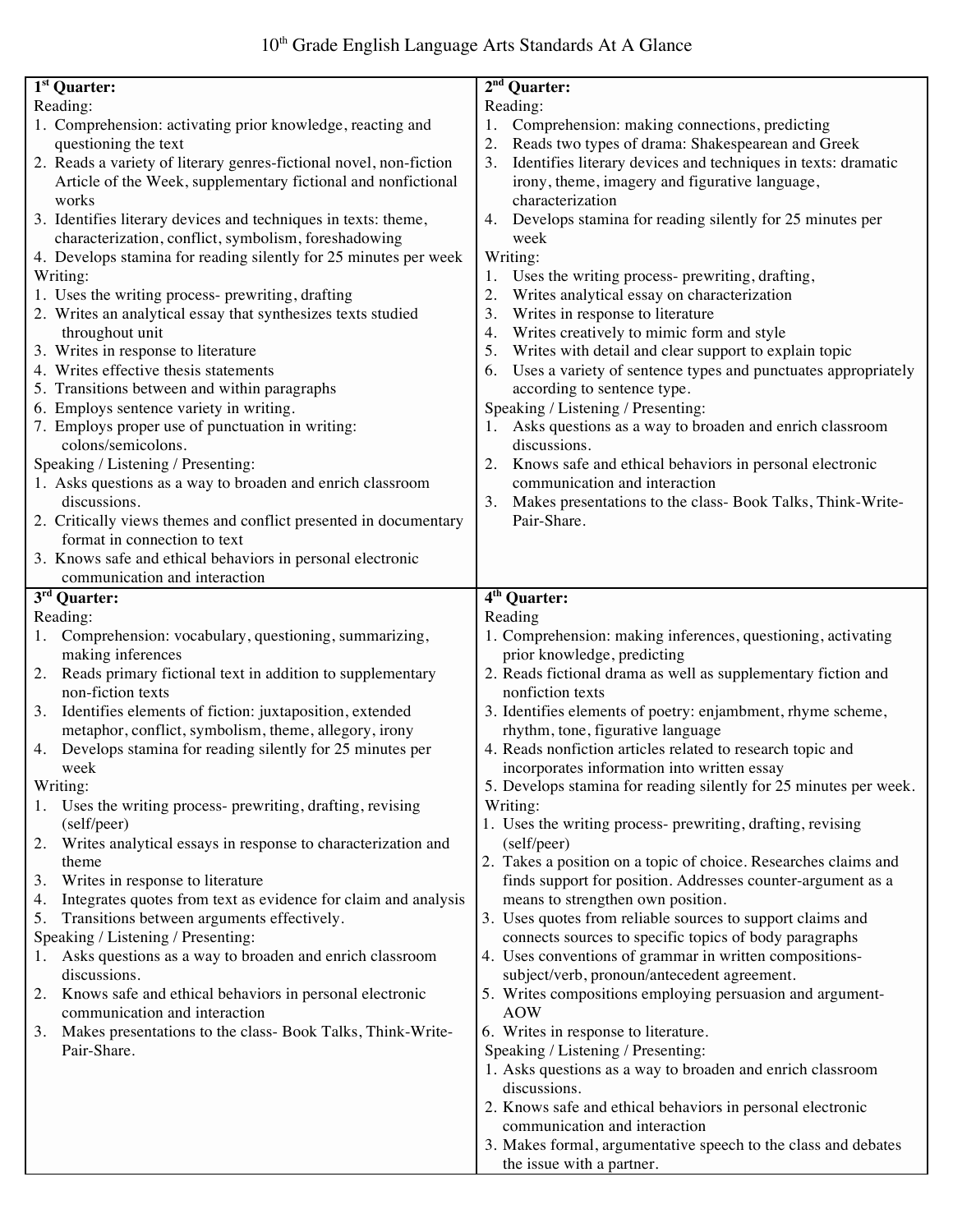# 10th Grade English Language Arts Standards At A Glance

## 1st Quarter:

Reading:

1. Comprehension: activating prior knowledge, reacting and questioning the text
2. Reads a variety of literary genres-fictional novel, non-fiction Article of the Week, supplementary fictional and nonfictional works
3. Identifies literary devices and techniques in texts: theme, characterization, conflict, symbolism, foreshadowing
4. Develops stamina for reading silently for 25 minutes per week

Writing:

1. Uses the writing process- prewriting, drafting
2. Writes an analytical essay that synthesizes texts studied throughout unit
3. Writes in response to literature
4. Writes effective thesis statements
5. Transitions between and within paragraphs
6. Employs sentence variety in writing.
7. Employs proper use of punctuation in writing: colons/semicolons.

Speaking / Listening / Presenting:

1. Asks questions as a way to broaden and enrich classroom discussions.
2. Critically views themes and conflict presented in documentary format in connection to text
3. Knows safe and ethical behaviors in personal electronic communication and interaction

## 2nd Quarter:

Reading:

1. Comprehension: making connections, predicting
2. Reads two types of drama: Shakespearean and Greek
3. Identifies literary devices and techniques in texts: dramatic irony, theme, imagery and figurative language, characterization
4. Develops stamina for reading silently for 25 minutes per week

Writing:

1. Uses the writing process- prewriting, drafting,
2. Writes analytical essay on characterization
3. Writes in response to literature
4. Writes creatively to mimic form and style
5. Writes with detail and clear support to explain topic
6. Uses a variety of sentence types and punctuates appropriately according to sentence type.

Speaking / Listening / Presenting:

1. Asks questions as a way to broaden and enrich classroom discussions.
2. Knows safe and ethical behaviors in personal electronic communication and interaction
3. Makes presentations to the class- Book Talks, Think-Write-Pair-Share.

## 3rd Quarter:

Reading:

1. Comprehension: vocabulary, questioning, summarizing, making inferences
2. Reads primary fictional text in addition to supplementary non-fiction texts
3. Identifies elements of fiction: juxtaposition, extended metaphor, conflict, symbolism, theme, allegory, irony
4. Develops stamina for reading silently for 25 minutes per week

Writing:

1. Uses the writing process- prewriting, drafting, revising (self/peer)
2. Writes analytical essays in response to characterization and theme
3. Writes in response to literature
4. Integrates quotes from text as evidence for claim and analysis
5. Transitions between arguments effectively.

Speaking / Listening / Presenting:

1. Asks questions as a way to broaden and enrich classroom discussions.
2. Knows safe and ethical behaviors in personal electronic communication and interaction
3. Makes presentations to the class- Book Talks, Think-Write-Pair-Share.

## 4th Quarter:

Reading

1. Comprehension: making inferences, questioning, activating prior knowledge, predicting
2. Reads fictional drama as well as supplementary fiction and nonfiction texts
3. Identifies elements of poetry: enjambment, rhyme scheme, rhythm, tone, figurative language
4. Reads nonfiction articles related to research topic and incorporates information into written essay
5. Develops stamina for reading silently for 25 minutes per week.

Writing:

1. Uses the writing process- prewriting, drafting, revising (self/peer)
2. Takes a position on a topic of choice. Researches claims and finds support for position. Addresses counter-argument as a means to strengthen own position.
3. Uses quotes from reliable sources to support claims and connects sources to specific topics of body paragraphs
4. Uses conventions of grammar in written compositions- subject/verb, pronoun/antecedent agreement.
5. Writes compositions employing persuasion and argument- AOW
6. Writes in response to literature.

Speaking / Listening / Presenting:

1. Asks questions as a way to broaden and enrich classroom discussions.
2. Knows safe and ethical behaviors in personal electronic communication and interaction
3. Makes formal, argumentative speech to the class and debates the issue with a partner.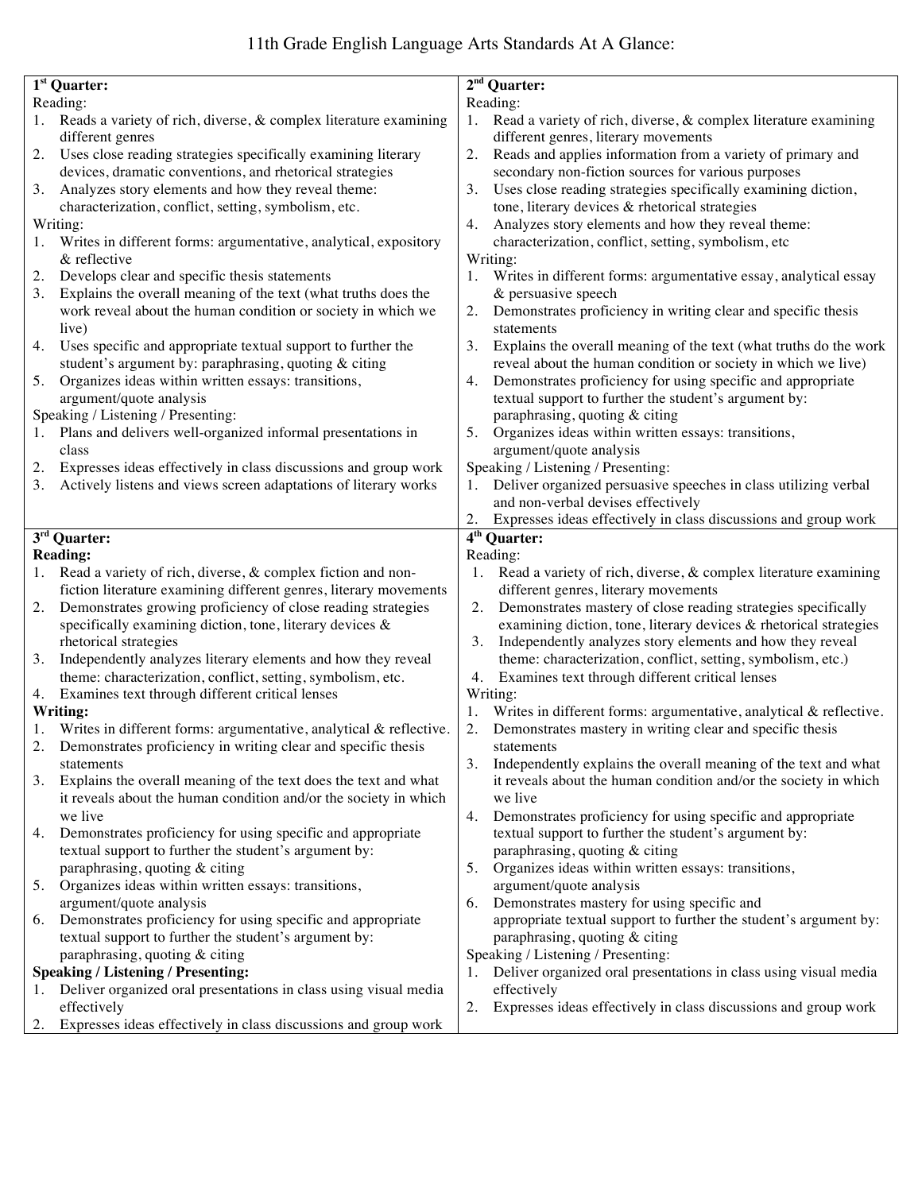# 11th Grade English Language Arts Standards At A Glance:

## 1st Quarter:

Reading:

1. Reads a variety of rich, diverse, & complex literature examining different genres
2. Uses close reading strategies specifically examining literary devices, dramatic conventions, and rhetorical strategies
3. Analyzes story elements and how they reveal theme: characterization, conflict, setting, symbolism, etc.

Writing:

1. Writes in different forms: argumentative, analytical, expository & reflective
2. Develops clear and specific thesis statements
3. Explains the overall meaning of the text (what truths does the work reveal about the human condition or society in which we live)
4. Uses specific and appropriate textual support to further the student's argument by: paraphrasing, quoting & citing
5. Organizes ideas within written essays: transitions, argument/quote analysis

Speaking / Listening / Presenting:

1. Plans and delivers well-organized informal presentations in class
2. Expresses ideas effectively in class discussions and group work
3. Actively listens and views screen adaptations of literary works

## 2nd Quarter:

Reading:

1. Read a variety of rich, diverse, & complex literature examining different genres, literary movements
2. Reads and applies information from a variety of primary and secondary non-fiction sources for various purposes
3. Uses close reading strategies specifically examining diction, tone, literary devices & rhetorical strategies
4. Analyzes story elements and how they reveal theme: characterization, conflict, setting, symbolism, etc

Writing:

1. Writes in different forms: argumentative essay, analytical essay & persuasive speech
2. Demonstrates proficiency in writing clear and specific thesis statements
3. Explains the overall meaning of the text (what truths do the work reveal about the human condition or society in which we live)
4. Demonstrates proficiency for using specific and appropriate textual support to further the student's argument by: paraphrasing, quoting & citing
5. Organizes ideas within written essays: transitions, argument/quote analysis

Speaking / Listening / Presenting:

1. Deliver organized persuasive speeches in class utilizing verbal and non-verbal devises effectively
2. Expresses ideas effectively in class discussions and group work

## 3rd Quarter:

**Reading:**

1. Read a variety of rich, diverse, & complex fiction and non-fiction literature examining different genres, literary movements
2. Demonstrates growing proficiency of close reading strategies specifically examining diction, tone, literary devices & rhetorical strategies
3. Independently analyzes literary elements and how they reveal theme: characterization, conflict, setting, symbolism, etc.
4. Examines text through different critical lenses

**Writing:**

1. Writes in different forms: argumentative, analytical & reflective.
2. Demonstrates proficiency in writing clear and specific thesis statements
3. Explains the overall meaning of the text does the text and what it reveals about the human condition and/or the society in which we live
4. Demonstrates proficiency for using specific and appropriate textual support to further the student's argument by: paraphrasing, quoting & citing
5. Organizes ideas within written essays: transitions, argument/quote analysis
6. Demonstrates proficiency for using specific and appropriate textual support to further the student's argument by: paraphrasing, quoting & citing

**Speaking / Listening / Presenting:**

1. Deliver organized oral presentations in class using visual media effectively
2. Expresses ideas effectively in class discussions and group work

## 4th Quarter:

Reading:

1. Read a variety of rich, diverse, & complex literature examining different genres, literary movements
2. Demonstrates mastery of close reading strategies specifically examining diction, tone, literary devices & rhetorical strategies
3. Independently analyzes story elements and how they reveal theme: characterization, conflict, setting, symbolism, etc.)
4. Examines text through different critical lenses

Writing:

1. Writes in different forms: argumentative, analytical & reflective.
2. Demonstrates mastery in writing clear and specific thesis statements
3. Independently explains the overall meaning of the text and what it reveals about the human condition and/or the society in which we live
4. Demonstrates proficiency for using specific and appropriate textual support to further the student's argument by: paraphrasing, quoting & citing
5. Organizes ideas within written essays: transitions, argument/quote analysis
6. Demonstrates mastery for using specific and appropriate textual support to further the student's argument by: paraphrasing, quoting & citing

Speaking / Listening / Presenting:

1. Deliver organized oral presentations in class using visual media effectively
2. Expresses ideas effectively in class discussions and group work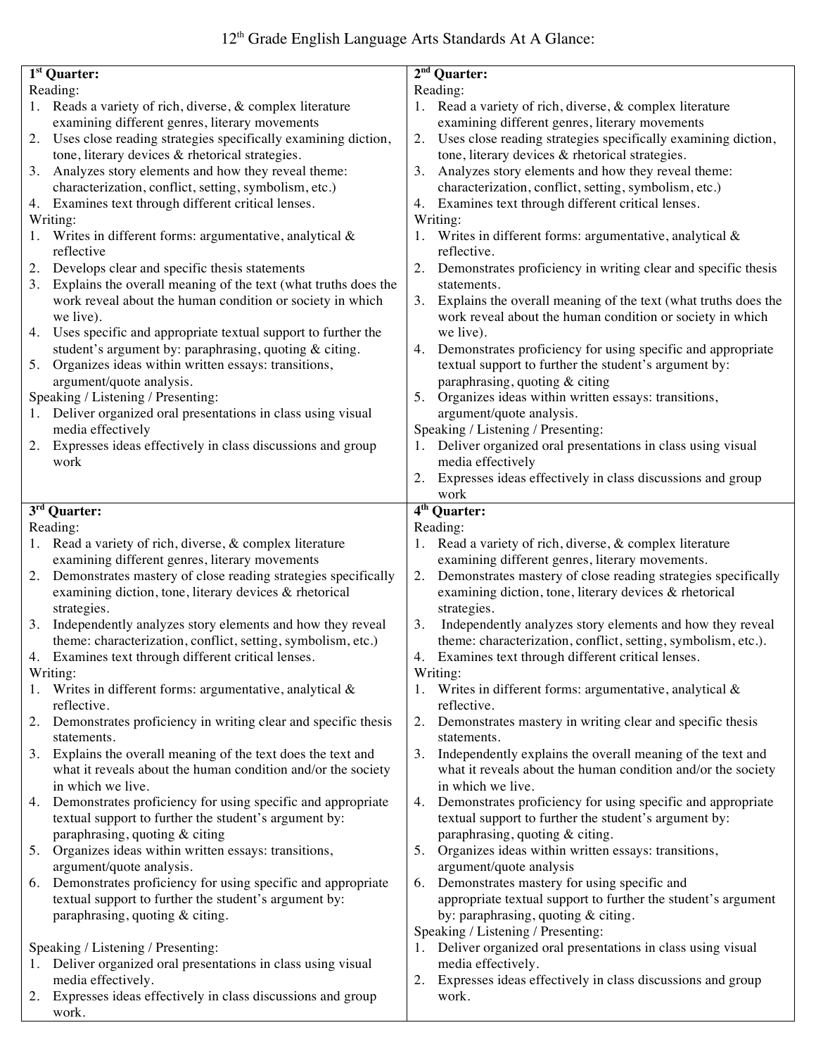# 12th Grade English Language Arts Standards At A Glance:

## 1st Quarter:

Reading:

1. Reads a variety of rich, diverse, & complex literature examining different genres, literary movements
2. Uses close reading strategies specifically examining diction, tone, literary devices & rhetorical strategies.
3. Analyzes story elements and how they reveal theme: characterization, conflict, setting, symbolism, etc.)
4. Examines text through different critical lenses.

Writing:

1. Writes in different forms: argumentative, analytical & reflective
2. Develops clear and specific thesis statements
3. Explains the overall meaning of the text (what truths does the work reveal about the human condition or society in which we live).
4. Uses specific and appropriate textual support to further the student's argument by: paraphrasing, quoting & citing.
5. Organizes ideas within written essays: transitions, argument/quote analysis.

Speaking / Listening / Presenting:

1. Deliver organized oral presentations in class using visual media effectively
2. Expresses ideas effectively in class discussions and group work

## 2nd Quarter:

Reading:

1. Read a variety of rich, diverse, & complex literature examining different genres, literary movements
2. Uses close reading strategies specifically examining diction, tone, literary devices & rhetorical strategies.
3. Analyzes story elements and how they reveal theme: characterization, conflict, setting, symbolism, etc.)
4. Examines text through different critical lenses.

Writing:

1. Writes in different forms: argumentative, analytical & reflective.
2. Demonstrates proficiency in writing clear and specific thesis statements.
3. Explains the overall meaning of the text (what truths does the work reveal about the human condition or society in which we live).
4. Demonstrates proficiency for using specific and appropriate textual support to further the student's argument by: paraphrasing, quoting & citing
5. Organizes ideas within written essays: transitions, argument/quote analysis.

Speaking / Listening / Presenting:

1. Deliver organized oral presentations in class using visual media effectively
2. Expresses ideas effectively in class discussions and group work

## 3rd Quarter:

Reading:

1. Read a variety of rich, diverse, & complex literature examining different genres, literary movements
2. Demonstrates mastery of close reading strategies specifically examining diction, tone, literary devices & rhetorical strategies.
3. Independently analyzes story elements and how they reveal theme: characterization, conflict, setting, symbolism, etc.)
4. Examines text through different critical lenses.

Writing:

1. Writes in different forms: argumentative, analytical & reflective.
2. Demonstrates proficiency in writing clear and specific thesis statements.
3. Explains the overall meaning of the text does the text and what it reveals about the human condition and/or the society in which we live.
4. Demonstrates proficiency for using specific and appropriate textual support to further the student's argument by: paraphrasing, quoting & citing
5. Organizes ideas within written essays: transitions, argument/quote analysis.
6. Demonstrates proficiency for using specific and appropriate textual support to further the student's argument by: paraphrasing, quoting & citing.

Speaking / Listening / Presenting:

1. Deliver organized oral presentations in class using visual media effectively.
2. Expresses ideas effectively in class discussions and group work.

## 4th Quarter:

Reading:

1. Read a variety of rich, diverse, & complex literature examining different genres, literary movements.
2. Demonstrates mastery of close reading strategies specifically examining diction, tone, literary devices & rhetorical strategies.
3. Independently analyzes story elements and how they reveal theme: characterization, conflict, setting, symbolism, etc.).
4. Examines text through different critical lenses.

Writing:

1. Writes in different forms: argumentative, analytical & reflective.
2. Demonstrates mastery in writing clear and specific thesis statements.
3. Independently explains the overall meaning of the text and what it reveals about the human condition and/or the society in which we live.
4. Demonstrates proficiency for using specific and appropriate textual support to further the student's argument by: paraphrasing, quoting & citing.
5. Organizes ideas within written essays: transitions, argument/quote analysis
6. Demonstrates mastery for using specific and appropriate textual support to further the student's argument by: paraphrasing, quoting & citing.

Speaking / Listening / Presenting:

1. Deliver organized oral presentations in class using visual media effectively.
2. Expresses ideas effectively in class discussions and group work.